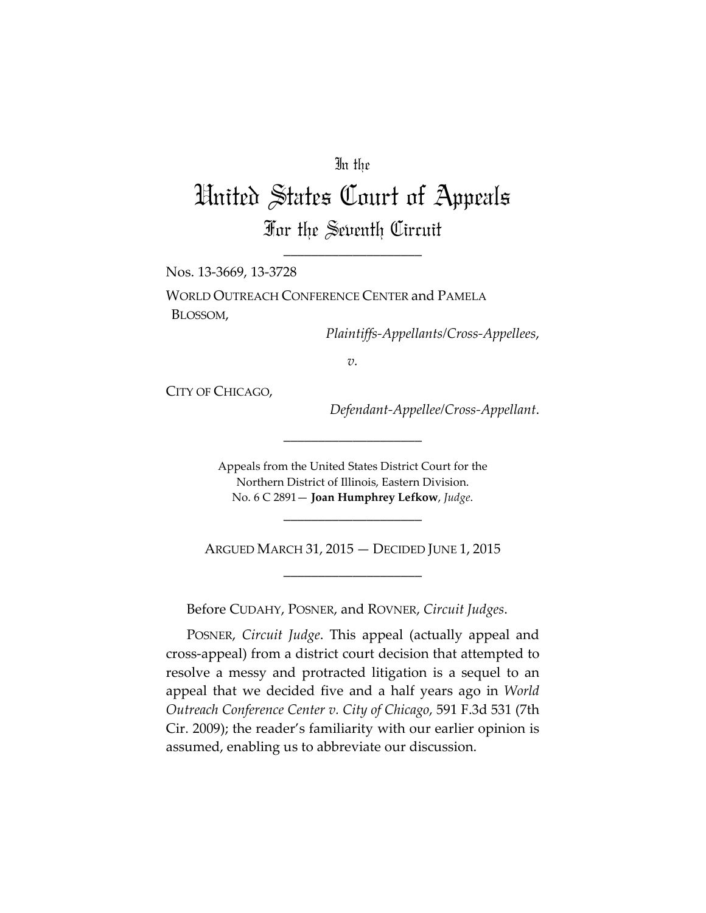In the

# United States Court of Appeals

## For the Seventh Circuit

---

Nos. 13-3669, 13-3728

WORLD OUTREACH CONFERENCE CENTER and PAMELA BLOSSOM,

*Plaintiffs-Appellants/Cross-Appellees*,

*v.*

CITY OF CHICAGO,

*Defendant-Appellee/Cross-Appellant*.

---

Appeals from the United States District Court for the Northern District of Illinois, Eastern Division.
No. 6 C 2891— **Joan Humphrey Lefkow**, *Judge*.

---

ARGUED MARCH 31, 2015 — DECIDED JUNE 1, 2015

---

Before CUDAHY, POSNER, and ROVNER, *Circuit Judges*.

POSNER, *Circuit Judge*. This appeal (actually appeal and cross-appeal) from a district court decision that attempted to resolve a messy and protracted litigation is a sequel to an appeal that we decided five and a half years ago in *World Outreach Conference Center v. City of Chicago*, 591 F.3d 531 (7th Cir. 2009); the reader's familiarity with our earlier opinion is assumed, enabling us to abbreviate our discussion.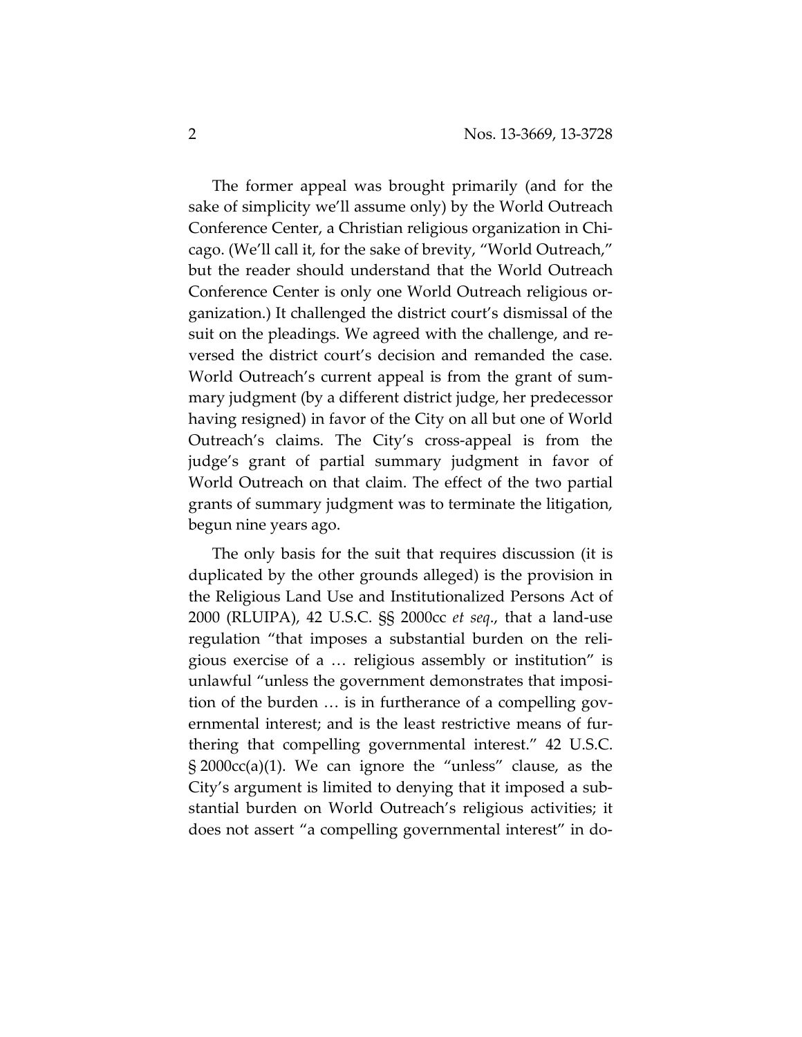The former appeal was brought primarily (and for the sake of simplicity we'll assume only) by the World Outreach Conference Center, a Christian religious organization in Chicago. (We'll call it, for the sake of brevity, "World Outreach," but the reader should understand that the World Outreach Conference Center is only one World Outreach religious organization.) It challenged the district court's dismissal of the suit on the pleadings. We agreed with the challenge, and reversed the district court's decision and remanded the case. World Outreach's current appeal is from the grant of summary judgment (by a different district judge, her predecessor having resigned) in favor of the City on all but one of World Outreach's claims. The City's cross-appeal is from the judge's grant of partial summary judgment in favor of World Outreach on that claim. The effect of the two partial grants of summary judgment was to terminate the litigation, begun nine years ago.

The only basis for the suit that requires discussion (it is duplicated by the other grounds alleged) is the provision in the Religious Land Use and Institutionalized Persons Act of 2000 (RLUIPA), 42 U.S.C. §§ 2000cc *et seq*., that a land-use regulation "that imposes a substantial burden on the religious exercise of a … religious assembly or institution" is unlawful "unless the government demonstrates that imposition of the burden … is in furtherance of a compelling governmental interest; and is the least restrictive means of furthering that compelling governmental interest." 42 U.S.C. § 2000cc(a)(1). We can ignore the "unless" clause, as the City's argument is limited to denying that it imposed a substantial burden on World Outreach's religious activities; it does not assert "a compelling governmental interest" in do-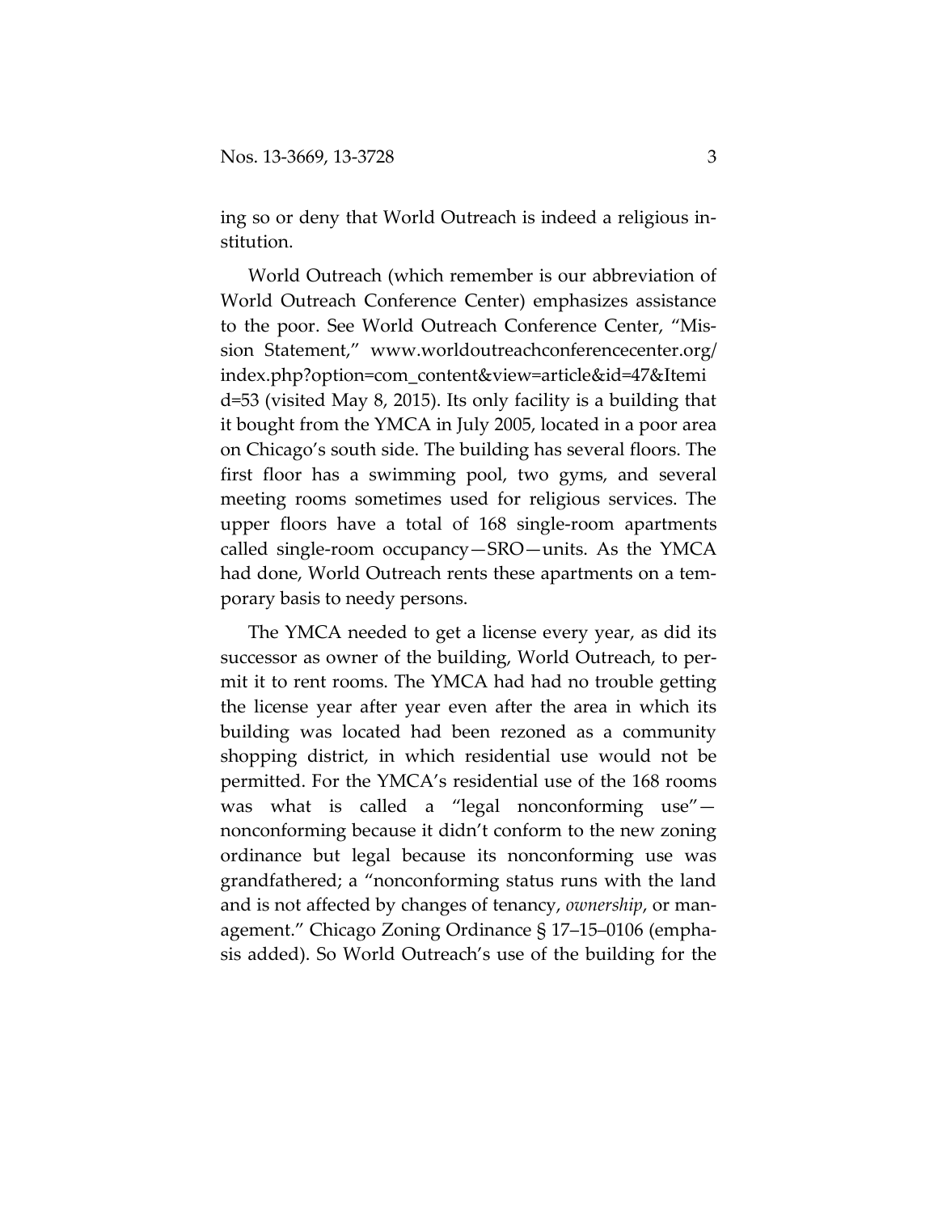ing so or deny that World Outreach is indeed a religious institution.

World Outreach (which remember is our abbreviation of World Outreach Conference Center) emphasizes assistance to the poor. See World Outreach Conference Center, "Mission Statement," www.worldoutreachconferencecenter.org/index.php?option=com_content&view=article&id=47&Itemid=53 (visited May 8, 2015). Its only facility is a building that it bought from the YMCA in July 2005, located in a poor area on Chicago's south side. The building has several floors. The first floor has a swimming pool, two gyms, and several meeting rooms sometimes used for religious services. The upper floors have a total of 168 single-room apartments called single-room occupancy—SRO—units. As the YMCA had done, World Outreach rents these apartments on a temporary basis to needy persons.

The YMCA needed to get a license every year, as did its successor as owner of the building, World Outreach, to permit it to rent rooms. The YMCA had had no trouble getting the license year after year even after the area in which its building was located had been rezoned as a community shopping district, in which residential use would not be permitted. For the YMCA's residential use of the 168 rooms was what is called a "legal nonconforming use"—nonconforming because it didn't conform to the new zoning ordinance but legal because its nonconforming use was grandfathered; a "nonconforming status runs with the land and is not affected by changes of tenancy, *ownership*, or management." Chicago Zoning Ordinance § 17–15–0106 (emphasis added). So World Outreach's use of the building for the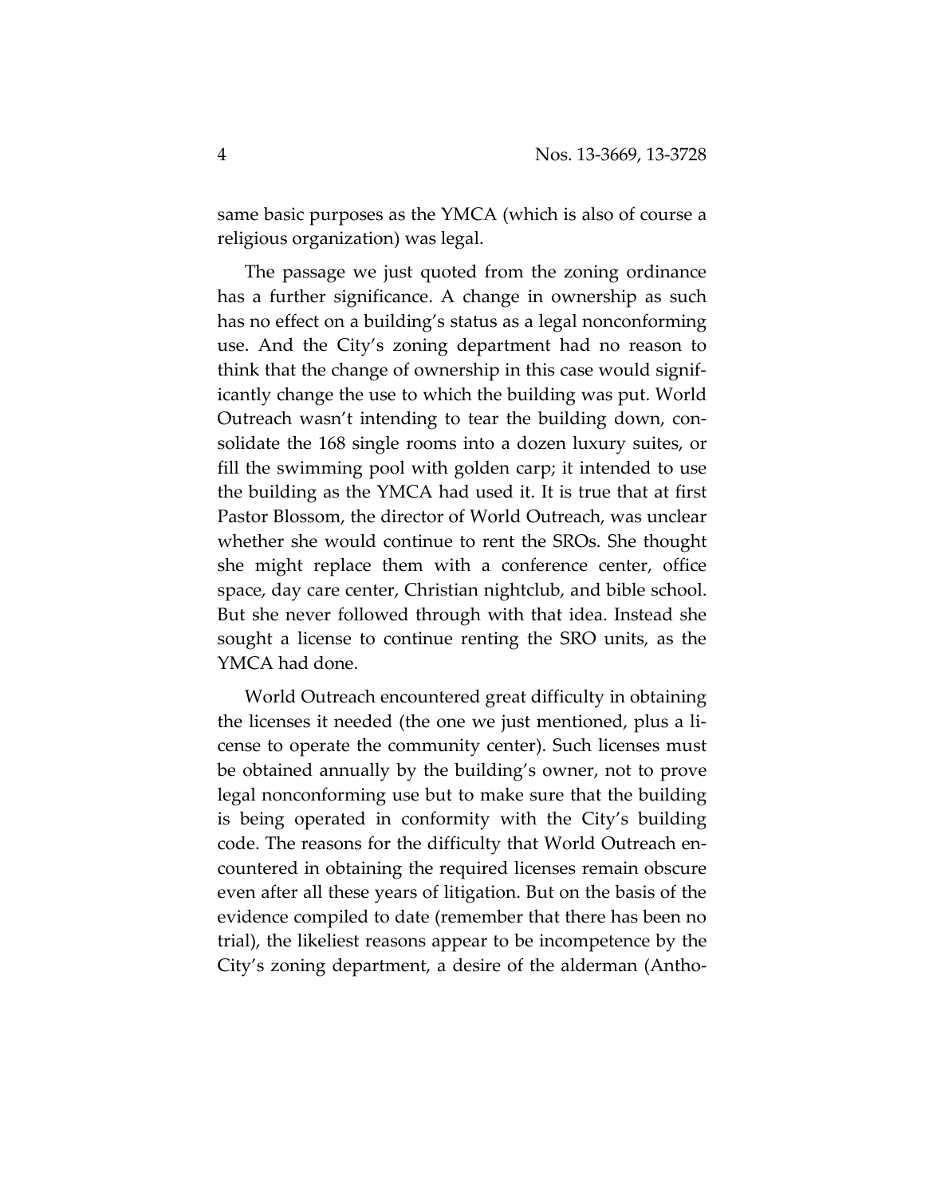same basic purposes as the YMCA (which is also of course a religious organization) was legal.

The passage we just quoted from the zoning ordinance has a further significance. A change in ownership as such has no effect on a building's status as a legal nonconforming use. And the City's zoning department had no reason to think that the change of ownership in this case would significantly change the use to which the building was put. World Outreach wasn't intending to tear the building down, consolidate the 168 single rooms into a dozen luxury suites, or fill the swimming pool with golden carp; it intended to use the building as the YMCA had used it. It is true that at first Pastor Blossom, the director of World Outreach, was unclear whether she would continue to rent the SROs. She thought she might replace them with a conference center, office space, day care center, Christian nightclub, and bible school. But she never followed through with that idea. Instead she sought a license to continue renting the SRO units, as the YMCA had done.

World Outreach encountered great difficulty in obtaining the licenses it needed (the one we just mentioned, plus a license to operate the community center). Such licenses must be obtained annually by the building's owner, not to prove legal nonconforming use but to make sure that the building is being operated in conformity with the City's building code. The reasons for the difficulty that World Outreach encountered in obtaining the required licenses remain obscure even after all these years of litigation. But on the basis of the evidence compiled to date (remember that there has been no trial), the likeliest reasons appear to be incompetence by the City's zoning department, a desire of the alderman (Antho-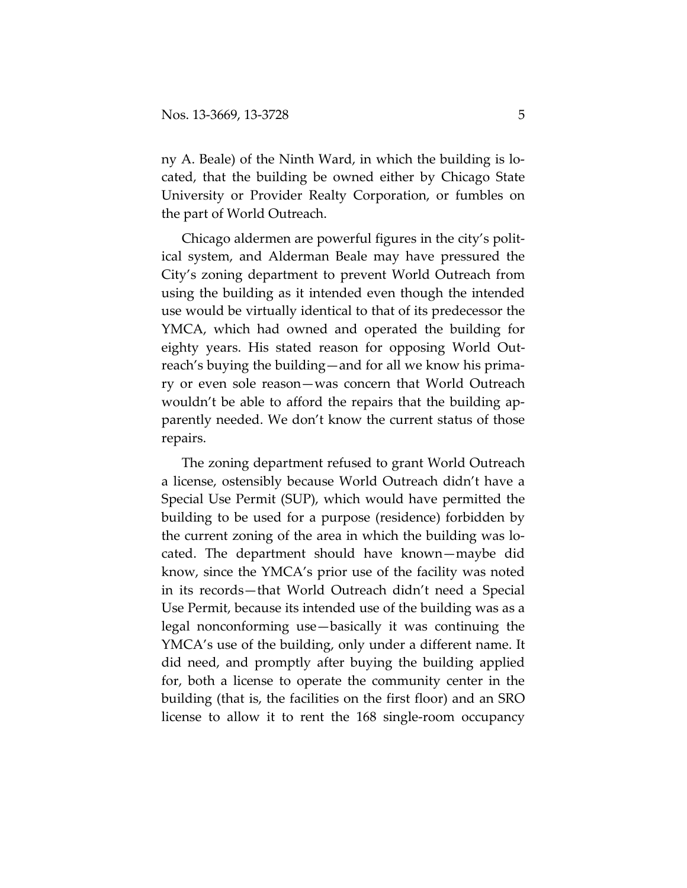ny A. Beale) of the Ninth Ward, in which the building is located, that the building be owned either by Chicago State University or Provider Realty Corporation, or fumbles on the part of World Outreach.

Chicago aldermen are powerful figures in the city's political system, and Alderman Beale may have pressured the City's zoning department to prevent World Outreach from using the building as it intended even though the intended use would be virtually identical to that of its predecessor the YMCA, which had owned and operated the building for eighty years. His stated reason for opposing World Outreach's buying the building—and for all we know his primary or even sole reason—was concern that World Outreach wouldn't be able to afford the repairs that the building apparently needed. We don't know the current status of those repairs.

The zoning department refused to grant World Outreach a license, ostensibly because World Outreach didn't have a Special Use Permit (SUP), which would have permitted the building to be used for a purpose (residence) forbidden by the current zoning of the area in which the building was located. The department should have known—maybe did know, since the YMCA's prior use of the facility was noted in its records—that World Outreach didn't need a Special Use Permit, because its intended use of the building was as a legal nonconforming use—basically it was continuing the YMCA's use of the building, only under a different name. It did need, and promptly after buying the building applied for, both a license to operate the community center in the building (that is, the facilities on the first floor) and an SRO license to allow it to rent the 168 single-room occupancy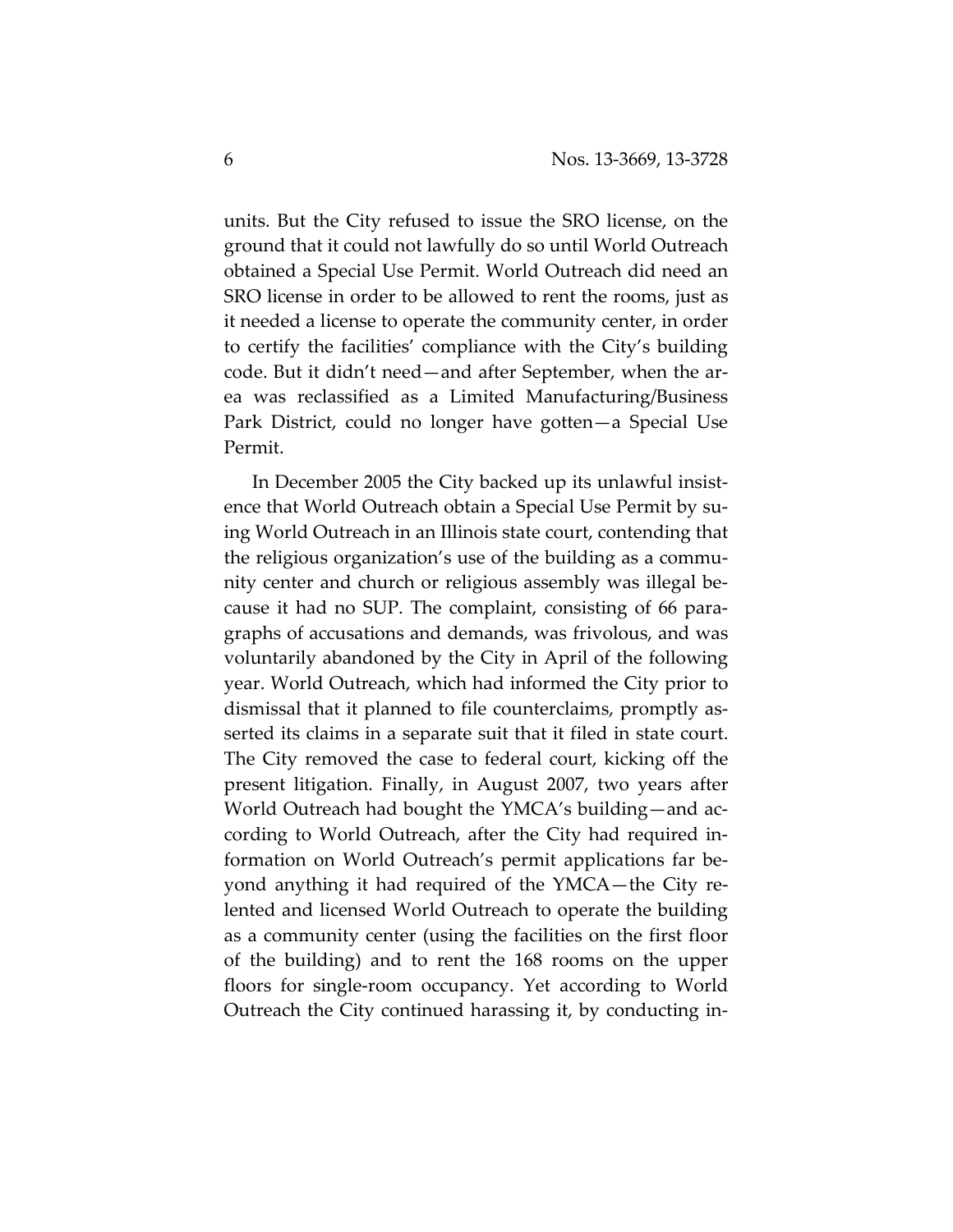units. But the City refused to issue the SRO license, on the ground that it could not lawfully do so until World Outreach obtained a Special Use Permit. World Outreach did need an SRO license in order to be allowed to rent the rooms, just as it needed a license to operate the community center, in order to certify the facilities' compliance with the City's building code. But it didn't need—and after September, when the area was reclassified as a Limited Manufacturing/Business Park District, could no longer have gotten—a Special Use Permit.

In December 2005 the City backed up its unlawful insistence that World Outreach obtain a Special Use Permit by suing World Outreach in an Illinois state court, contending that the religious organization's use of the building as a community center and church or religious assembly was illegal because it had no SUP. The complaint, consisting of 66 paragraphs of accusations and demands, was frivolous, and was voluntarily abandoned by the City in April of the following year. World Outreach, which had informed the City prior to dismissal that it planned to file counterclaims, promptly asserted its claims in a separate suit that it filed in state court. The City removed the case to federal court, kicking off the present litigation. Finally, in August 2007, two years after World Outreach had bought the YMCA's building—and according to World Outreach, after the City had required information on World Outreach's permit applications far beyond anything it had required of the YMCA—the City relented and licensed World Outreach to operate the building as a community center (using the facilities on the first floor of the building) and to rent the 168 rooms on the upper floors for single-room occupancy. Yet according to World Outreach the City continued harassing it, by conducting in-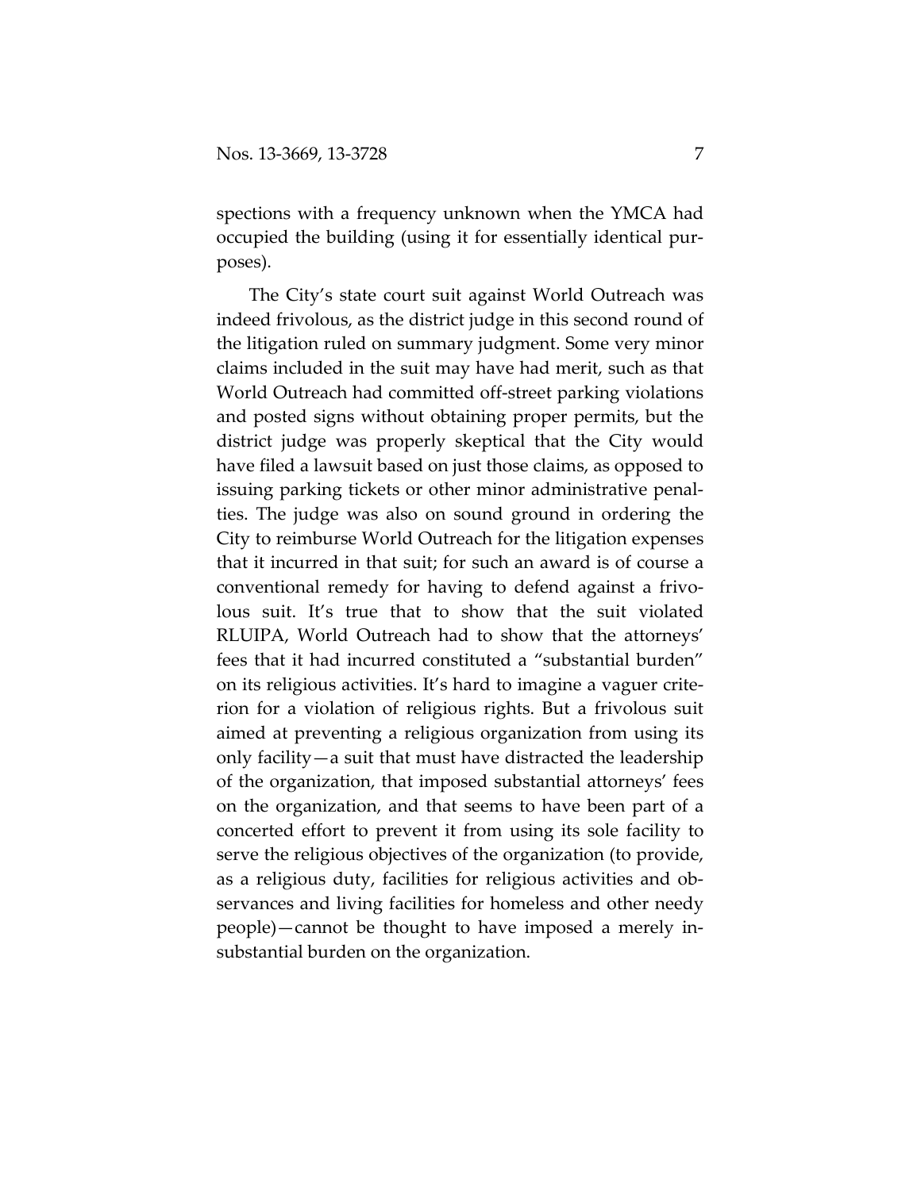spections with a frequency unknown when the YMCA had occupied the building (using it for essentially identical purposes).

The City's state court suit against World Outreach was indeed frivolous, as the district judge in this second round of the litigation ruled on summary judgment. Some very minor claims included in the suit may have had merit, such as that World Outreach had committed off-street parking violations and posted signs without obtaining proper permits, but the district judge was properly skeptical that the City would have filed a lawsuit based on just those claims, as opposed to issuing parking tickets or other minor administrative penalties. The judge was also on sound ground in ordering the City to reimburse World Outreach for the litigation expenses that it incurred in that suit; for such an award is of course a conventional remedy for having to defend against a frivolous suit. It's true that to show that the suit violated RLUIPA, World Outreach had to show that the attorneys' fees that it had incurred constituted a "substantial burden" on its religious activities. It's hard to imagine a vaguer criterion for a violation of religious rights. But a frivolous suit aimed at preventing a religious organization from using its only facility—a suit that must have distracted the leadership of the organization, that imposed substantial attorneys' fees on the organization, and that seems to have been part of a concerted effort to prevent it from using its sole facility to serve the religious objectives of the organization (to provide, as a religious duty, facilities for religious activities and observances and living facilities for homeless and other needy people)—cannot be thought to have imposed a merely insubstantial burden on the organization.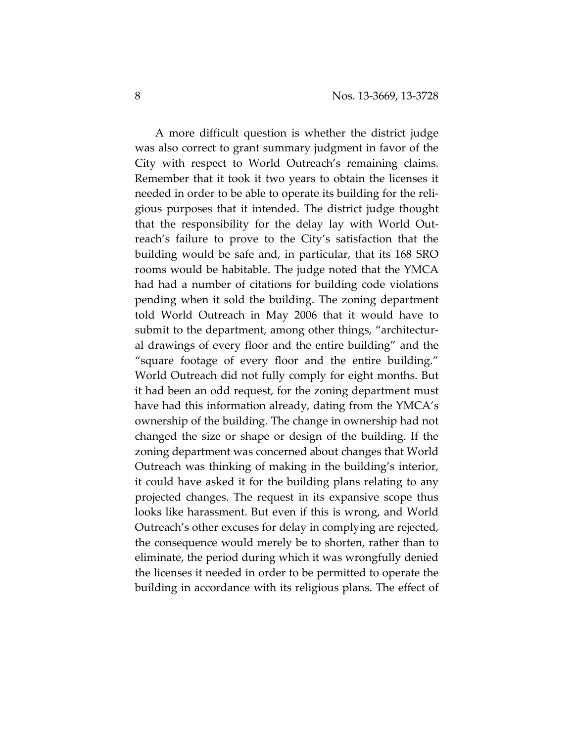A more difficult question is whether the district judge was also correct to grant summary judgment in favor of the City with respect to World Outreach's remaining claims. Remember that it took it two years to obtain the licenses it needed in order to be able to operate its building for the religious purposes that it intended. The district judge thought that the responsibility for the delay lay with World Outreach's failure to prove to the City's satisfaction that the building would be safe and, in particular, that its 168 SRO rooms would be habitable. The judge noted that the YMCA had had a number of citations for building code violations pending when it sold the building. The zoning department told World Outreach in May 2006 that it would have to submit to the department, among other things, "architectural drawings of every floor and the entire building" and the "square footage of every floor and the entire building." World Outreach did not fully comply for eight months. But it had been an odd request, for the zoning department must have had this information already, dating from the YMCA's ownership of the building. The change in ownership had not changed the size or shape or design of the building. If the zoning department was concerned about changes that World Outreach was thinking of making in the building's interior, it could have asked it for the building plans relating to any projected changes. The request in its expansive scope thus looks like harassment. But even if this is wrong, and World Outreach's other excuses for delay in complying are rejected, the consequence would merely be to shorten, rather than to eliminate, the period during which it was wrongfully denied the licenses it needed in order to be permitted to operate the building in accordance with its religious plans. The effect of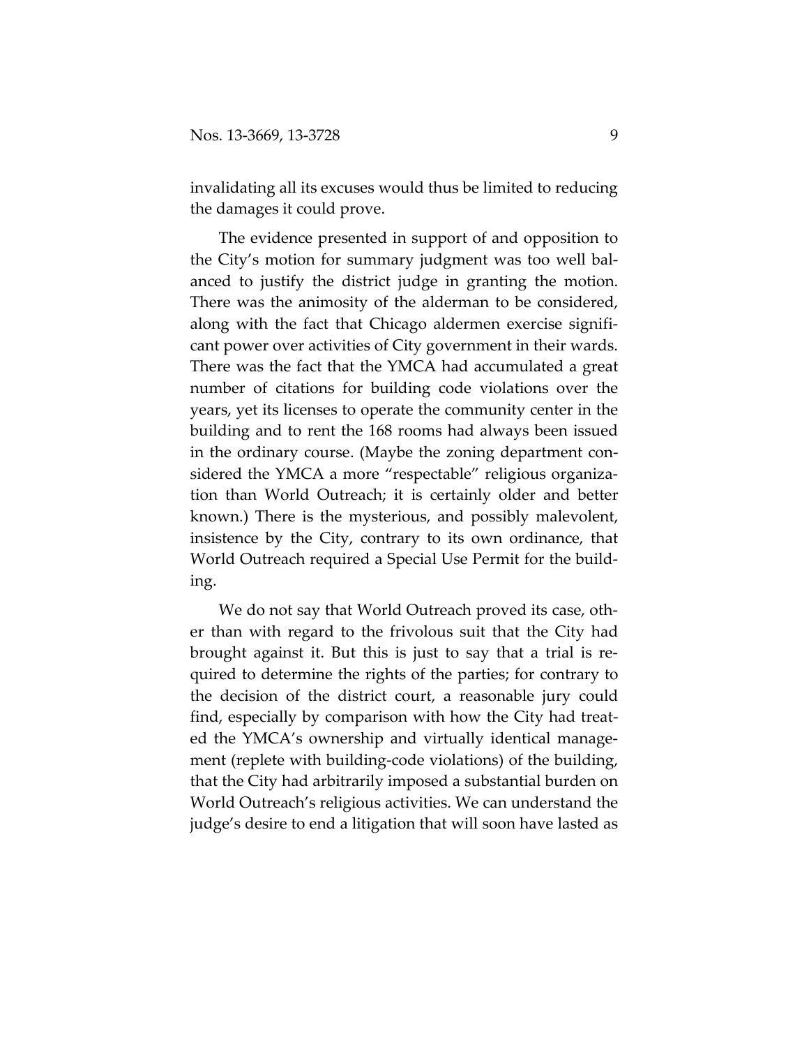invalidating all its excuses would thus be limited to reducing the damages it could prove.

The evidence presented in support of and opposition to the City's motion for summary judgment was too well balanced to justify the district judge in granting the motion. There was the animosity of the alderman to be considered, along with the fact that Chicago aldermen exercise significant power over activities of City government in their wards. There was the fact that the YMCA had accumulated a great number of citations for building code violations over the years, yet its licenses to operate the community center in the building and to rent the 168 rooms had always been issued in the ordinary course. (Maybe the zoning department considered the YMCA a more "respectable" religious organization than World Outreach; it is certainly older and better known.) There is the mysterious, and possibly malevolent, insistence by the City, contrary to its own ordinance, that World Outreach required a Special Use Permit for the building.

We do not say that World Outreach proved its case, other than with regard to the frivolous suit that the City had brought against it. But this is just to say that a trial is required to determine the rights of the parties; for contrary to the decision of the district court, a reasonable jury could find, especially by comparison with how the City had treated the YMCA's ownership and virtually identical management (replete with building-code violations) of the building, that the City had arbitrarily imposed a substantial burden on World Outreach's religious activities. We can understand the judge's desire to end a litigation that will soon have lasted as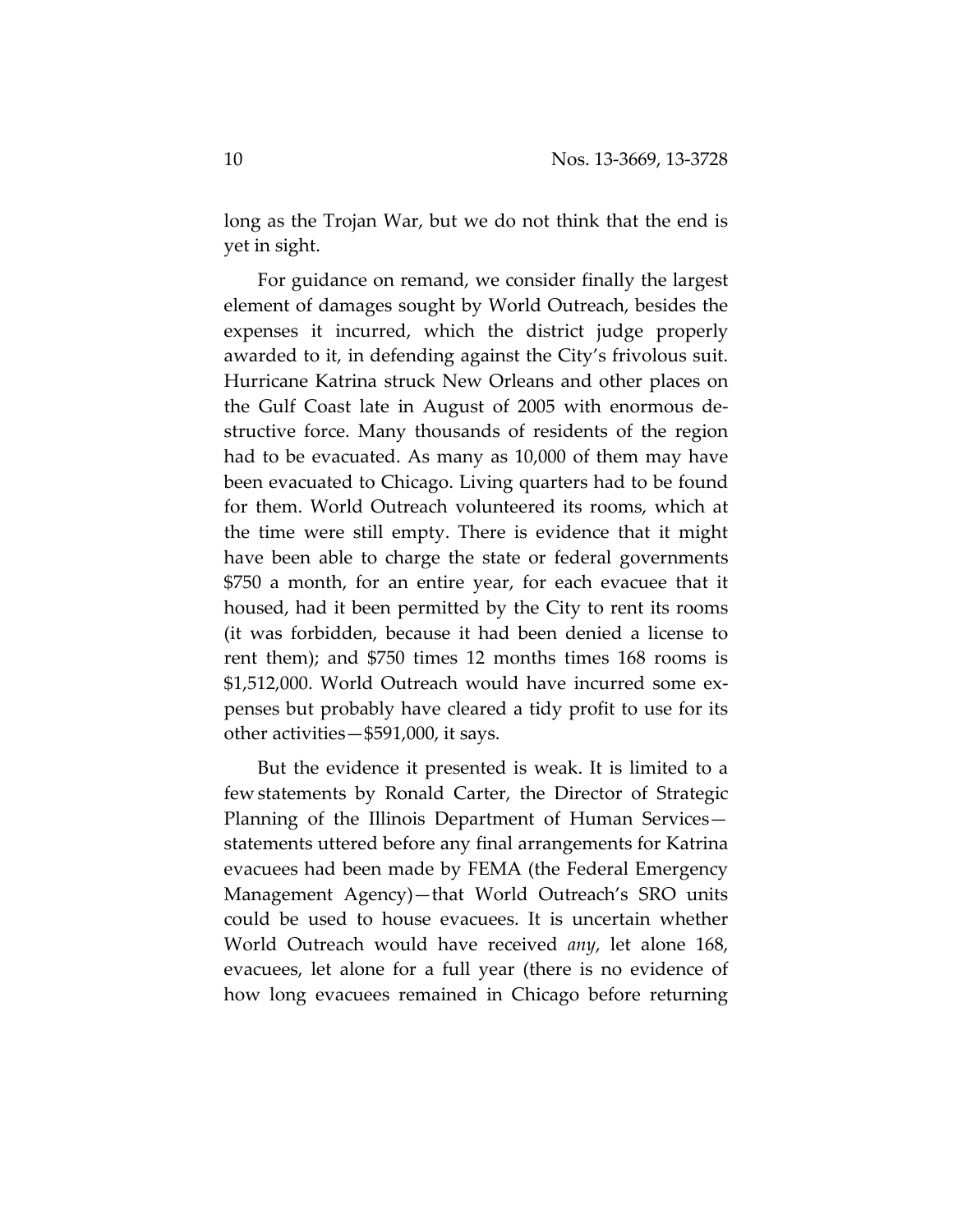long as the Trojan War, but we do not think that the end is yet in sight.

For guidance on remand, we consider finally the largest element of damages sought by World Outreach, besides the expenses it incurred, which the district judge properly awarded to it, in defending against the City's frivolous suit. Hurricane Katrina struck New Orleans and other places on the Gulf Coast late in August of 2005 with enormous destructive force. Many thousands of residents of the region had to be evacuated. As many as 10,000 of them may have been evacuated to Chicago. Living quarters had to be found for them. World Outreach volunteered its rooms, which at the time were still empty. There is evidence that it might have been able to charge the state or federal governments $750 a month, for an entire year, for each evacuee that it housed, had it been permitted by the City to rent its rooms (it was forbidden, because it had been denied a license to rent them); and $750 times 12 months times 168 rooms is $1,512,000. World Outreach would have incurred some expenses but probably have cleared a tidy profit to use for its other activities—$591,000, it says.

But the evidence it presented is weak. It is limited to a few statements by Ronald Carter, the Director of Strategic Planning of the Illinois Department of Human Services—statements uttered before any final arrangements for Katrina evacuees had been made by FEMA (the Federal Emergency Management Agency)—that World Outreach's SRO units could be used to house evacuees. It is uncertain whether World Outreach would have received *any*, let alone 168, evacuees, let alone for a full year (there is no evidence of how long evacuees remained in Chicago before returning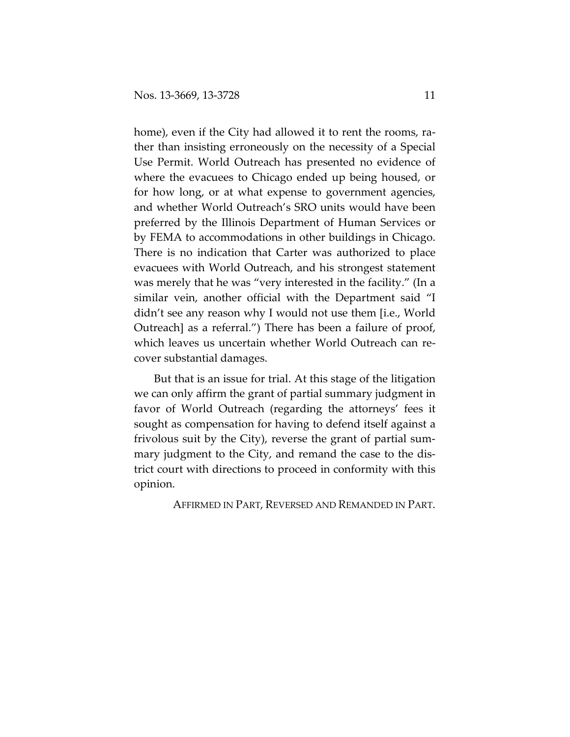home), even if the City had allowed it to rent the rooms, rather than insisting erroneously on the necessity of a Special Use Permit. World Outreach has presented no evidence of where the evacuees to Chicago ended up being housed, or for how long, or at what expense to government agencies, and whether World Outreach's SRO units would have been preferred by the Illinois Department of Human Services or by FEMA to accommodations in other buildings in Chicago. There is no indication that Carter was authorized to place evacuees with World Outreach, and his strongest statement was merely that he was "very interested in the facility." (In a similar vein, another official with the Department said "I didn't see any reason why I would not use them [i.e., World Outreach] as a referral.") There has been a failure of proof, which leaves us uncertain whether World Outreach can recover substantial damages.

But that is an issue for trial. At this stage of the litigation we can only affirm the grant of partial summary judgment in favor of World Outreach (regarding the attorneys' fees it sought as compensation for having to defend itself against a frivolous suit by the City), reverse the grant of partial summary judgment to the City, and remand the case to the district court with directions to proceed in conformity with this opinion.

AFFIRMED IN PART, REVERSED AND REMANDED IN PART.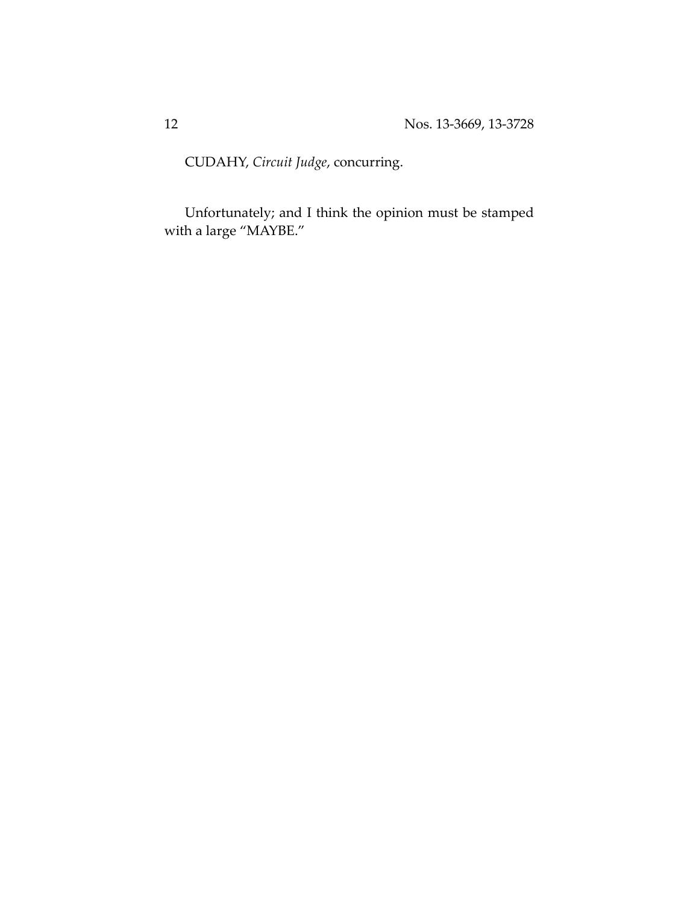CUDAHY, *Circuit Judge*, concurring.

Unfortunately; and I think the opinion must be stamped with a large "MAYBE."